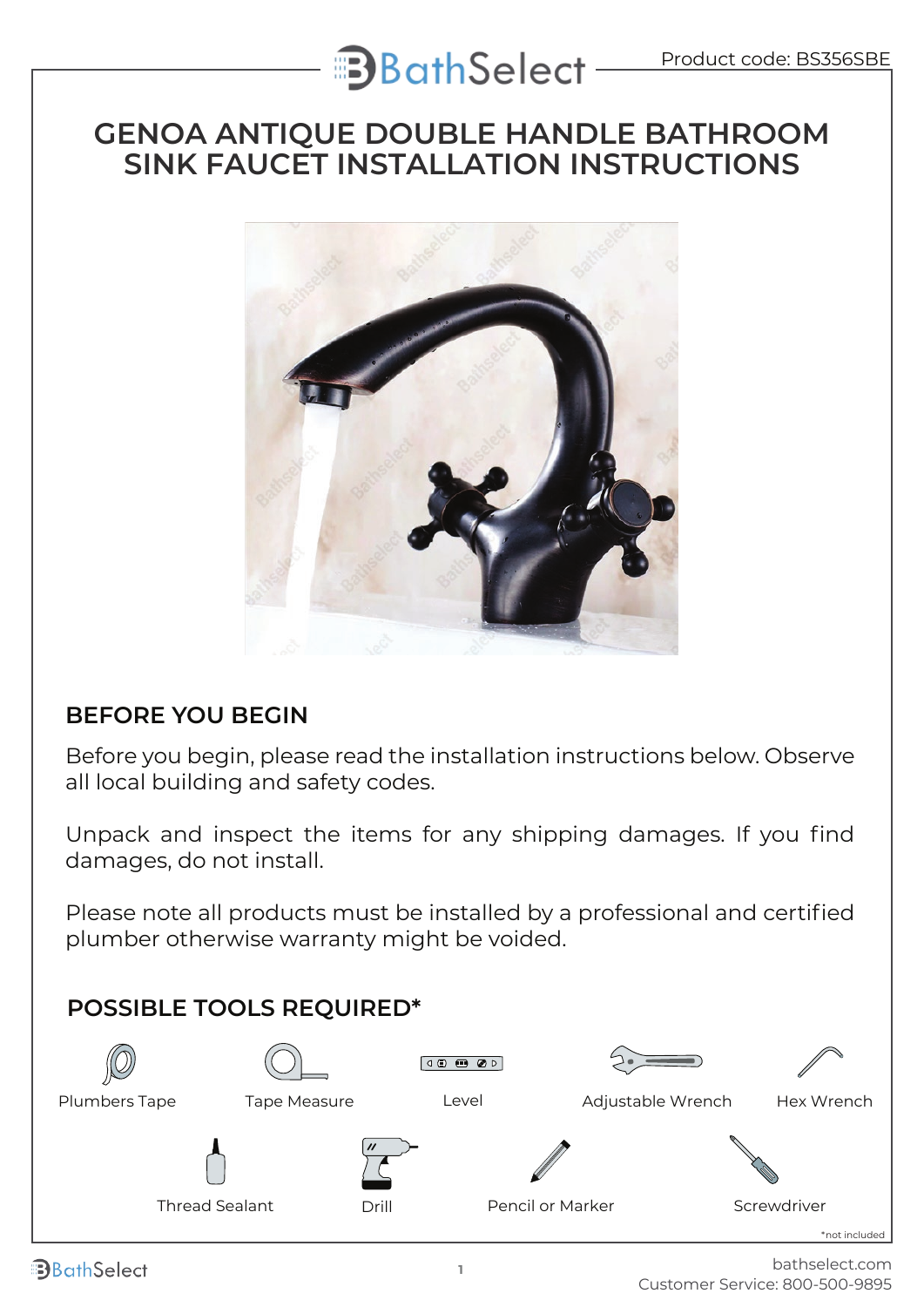Product code: BS356SBE

# GENOA ANTIQUE DOUBLE HANDLE BATHROOM SINK FAUCET INSTALLATION INSTRUCTIONS

## BEFORE YOU BEGIN

Before you begin, please read the installation instructions below. Observe all local building and safety codes.

Unpack and inspect the items for any shipping damages. If you find damages, do not install.

Please note all products must be installed by a professional and certified plumber otherwise warranty might be voided.

## POSSIBLE TOOLS REQUIRED*

- Plumbers Tape
- Tape Measure
- Level
- Adjustable Wrench
- Hex Wrench
- Thread Sealant
- Drill
- Pencil or Marker
- Screwdriver

*not included

bathselect.com
Customer Service: 800-500-9895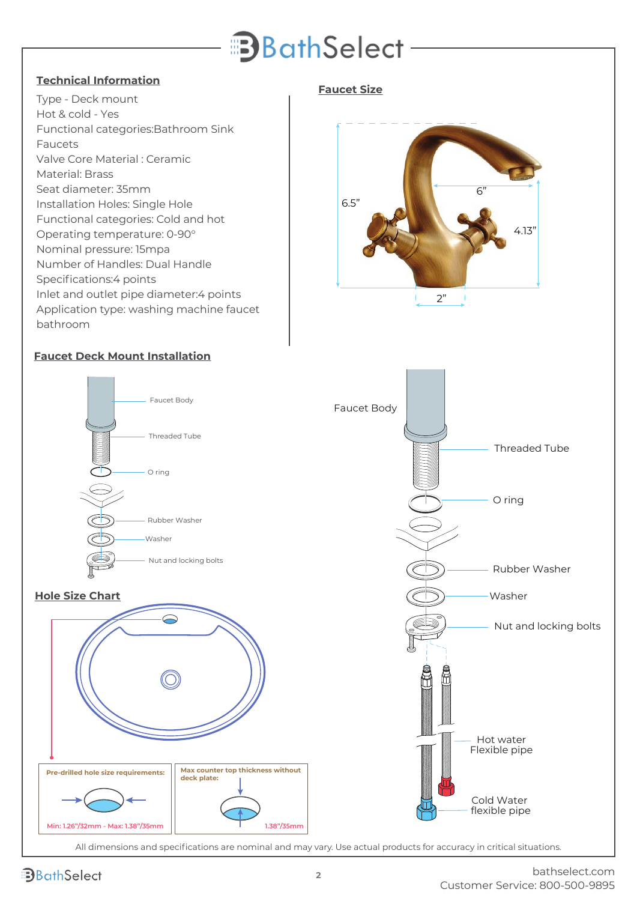## Technical Information

Type - Deck mount
Hot & cold - Yes
Functional categories:Bathroom Sink Faucets
Valve Core Material : Ceramic
Material: Brass
Seat diameter: 35mm
Installation Holes: Single Hole
Functional categories: Cold and hot
Operating temperature: 0-90°
Nominal pressure: 15mpa
Number of Handles: Dual Handle
Specifications:4 points
Inlet and outlet pipe diameter:4 points
Application type: washing machine faucet bathroom

## Faucet Size

6.5"
6"
4.13"
2"

## Faucet Deck Mount Installation

Faucet Body
Threaded Tube
O ring
Rubber Washer
Washer
Nut and locking bolts

## Hole Size Chart

Pre-drilled hole size requirements:
Min: 1.26"/32mm - Max: 1.38"/35mm

Max counter top thickness without deck plate:
1.38"/35mm

Faucet Body
Threaded Tube
O ring
Rubber Washer
Washer
Nut and locking bolts
Hot water Flexible pipe
Cold Water flexible pipe

All dimensions and specifications are nominal and may vary. Use actual products for accuracy in critical situations.

bathselect.com
Customer Service: 800-500-9895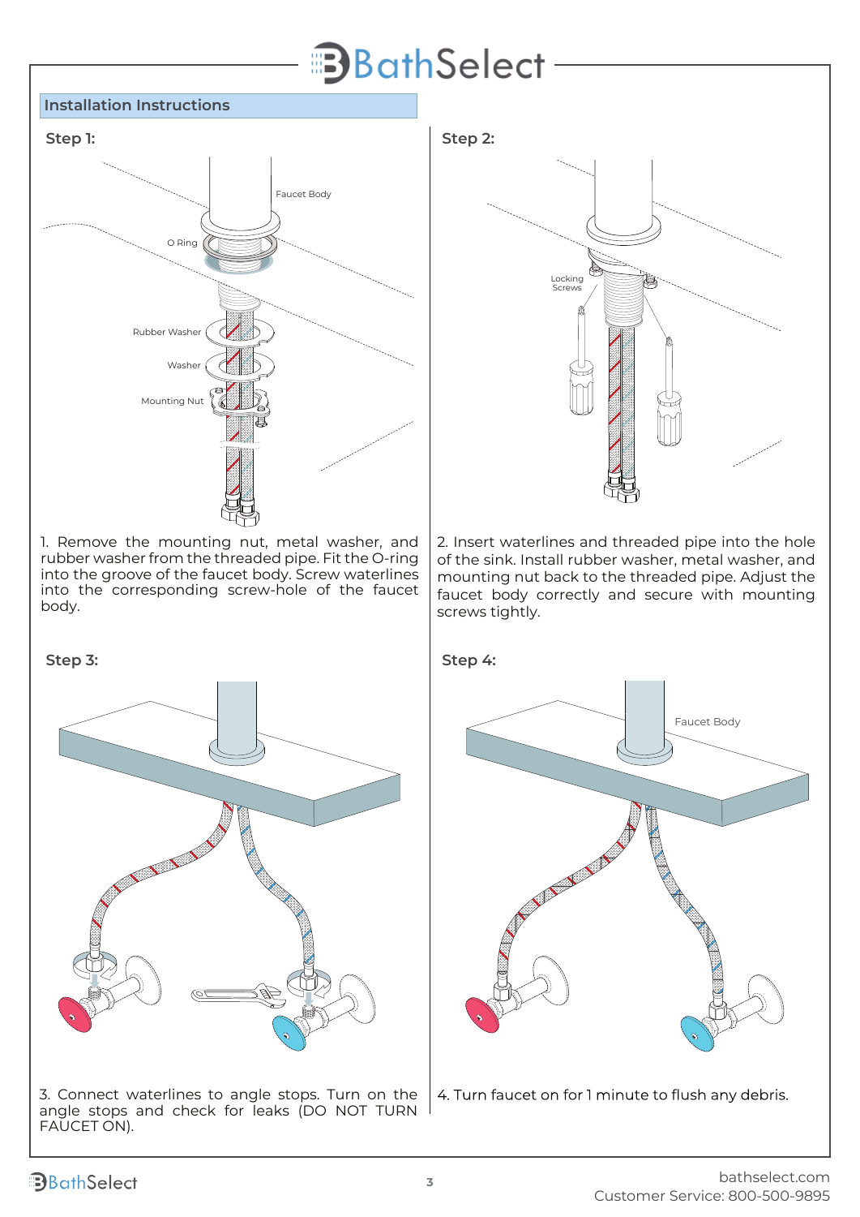## Installation Instructions

### Step 1:

Faucet Body

O Ring

Rubber Washer

Washer

Mounting Nut

1. Remove the mounting nut, metal washer, and rubber washer from the threaded pipe. Fit the O-ring into the groove of the faucet body. Screw waterlines into the corresponding screw-hole of the faucet body.

### Step 2:

Locking Screws

2. Insert waterlines and threaded pipe into the hole of the sink. Install rubber washer, metal washer, and mounting nut back to the threaded pipe. Adjust the faucet body correctly and secure with mounting screws tightly.

### Step 3:

3. Connect waterlines to angle stops. Turn on the angle stops and check for leaks (DO NOT TURN FAUCET ON).

### Step 4:

Faucet Body

4. Turn faucet on for 1 minute to flush any debris.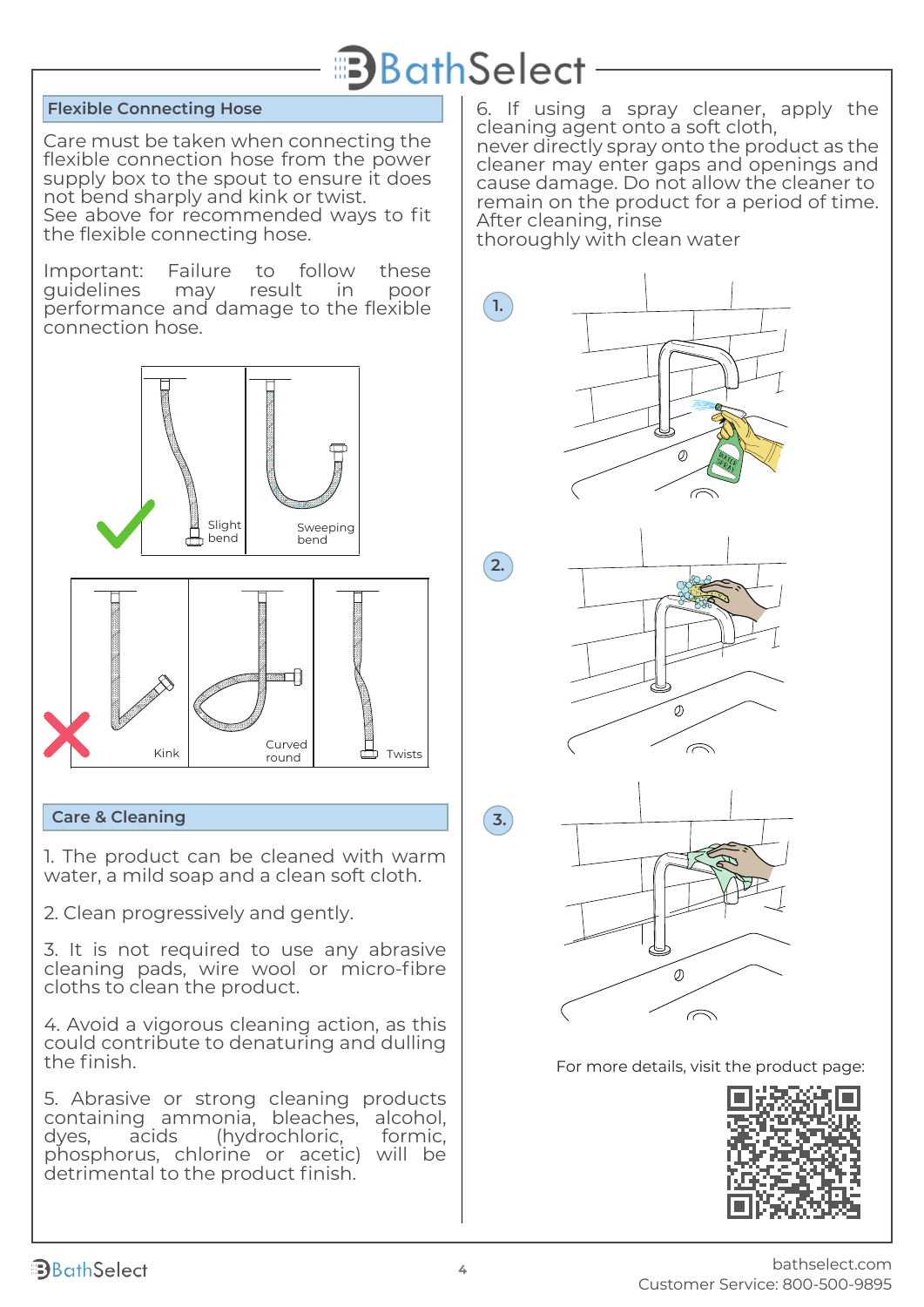## Flexible Connecting Hose

Care must be taken when connecting the flexible connection hose from the power supply box to the spout to ensure it does not bend sharply and kink or twist. See above for recommended ways to fit the flexible connecting hose.

Important: Failure to follow these guidelines may result in poor performance and damage to the flexible connection hose.

Slight bend

Sweeping bend

Kink

Curved round

Twists

## Care & Cleaning

1. The product can be cleaned with warm water, a mild soap and a clean soft cloth.

2. Clean progressively and gently.

3. It is not required to use any abrasive cleaning pads, wire wool or micro-fibre cloths to clean the product.

4. Avoid a vigorous cleaning action, as this could contribute to denaturing and dulling the finish.

5. Abrasive or strong cleaning products containing ammonia, bleaches, alcohol, dyes, acids (hydrochloric, formic, phosphorus, chlorine or acetic) will be detrimental to the product finish.

6. If using a spray cleaner, apply the cleaning agent onto a soft cloth, never directly spray onto the product as the cleaner may enter gaps and openings and cause damage. Do not allow the cleaner to remain on the product for a period of time. After cleaning, rinse thoroughly with clean water

1.

2.

3.

For more details, visit the product page:

bathselect.com
Customer Service: 800-500-9895